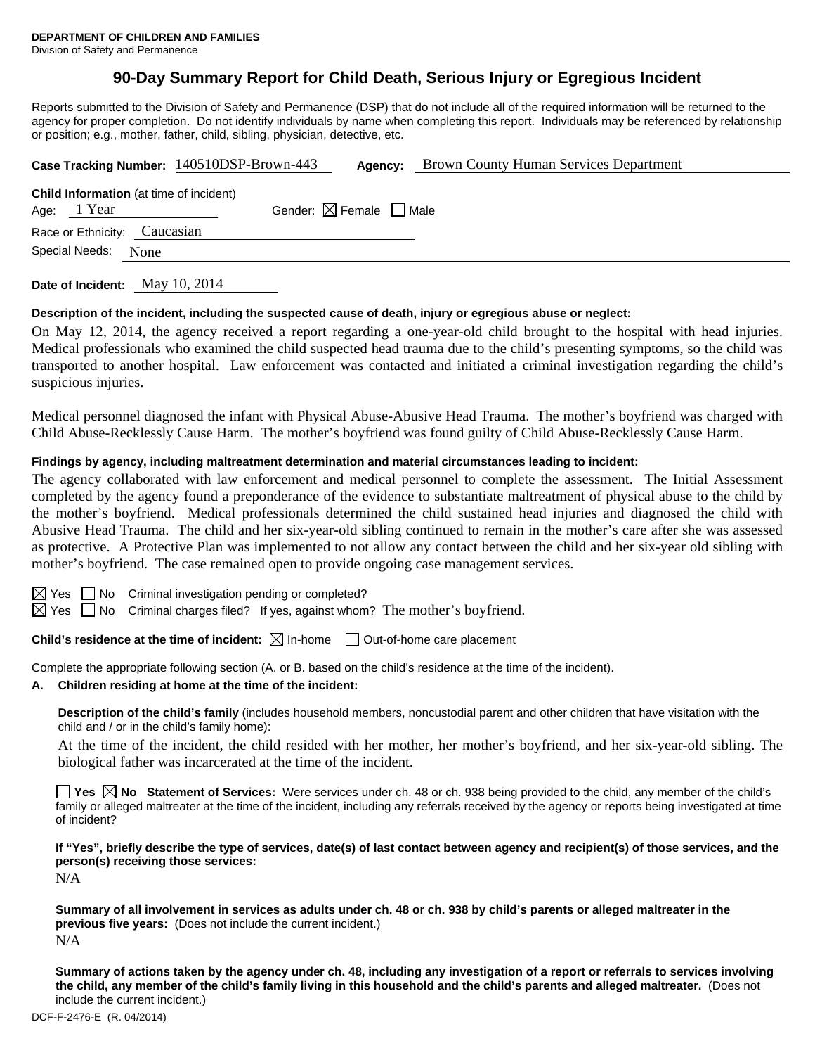**DEPARTMENT OF CHILDREN AND FAMILIES**
Division of Safety and Permanence

# 90-Day Summary Report for Child Death, Serious Injury or Egregious Incident

Reports submitted to the Division of Safety and Permanence (DSP) that do not include all of the required information will be returned to the agency for proper completion. Do not identify individuals by name when completing this report. Individuals may be referenced by relationship or position; e.g., mother, father, child, sibling, physician, detective, etc.

**Case Tracking Number:** 140510DSP-Brown-443 **Agency:** Brown County Human Services Department

**Child Information** (at time of incident)
Age: 1 Year Gender: ☒ Female ☐ Male
Race or Ethnicity: Caucasian
Special Needs: None

**Date of Incident:** May 10, 2014

**Description of the incident, including the suspected cause of death, injury or egregious abuse or neglect:**

On May 12, 2014, the agency received a report regarding a one-year-old child brought to the hospital with head injuries. Medical professionals who examined the child suspected head trauma due to the child's presenting symptoms, so the child was transported to another hospital. Law enforcement was contacted and initiated a criminal investigation regarding the child's suspicious injuries.

Medical personnel diagnosed the infant with Physical Abuse-Abusive Head Trauma. The mother's boyfriend was charged with Child Abuse-Recklessly Cause Harm. The mother's boyfriend was found guilty of Child Abuse-Recklessly Cause Harm.

**Findings by agency, including maltreatment determination and material circumstances leading to incident:**

The agency collaborated with law enforcement and medical personnel to complete the assessment. The Initial Assessment completed by the agency found a preponderance of the evidence to substantiate maltreatment of physical abuse to the child by the mother's boyfriend. Medical professionals determined the child sustained head injuries and diagnosed the child with Abusive Head Trauma. The child and her six-year-old sibling continued to remain in the mother's care after she was assessed as protective. A Protective Plan was implemented to not allow any contact between the child and her six-year old sibling with mother's boyfriend. The case remained open to provide ongoing case management services.

☒ Yes ☐ No Criminal investigation pending or completed?
☒ Yes ☐ No Criminal charges filed? If yes, against whom? The mother's boyfriend.

**Child's residence at the time of incident:** ☒ In-home ☐ Out-of-home care placement

Complete the appropriate following section (A. or B. based on the child's residence at the time of the incident).

**A. Children residing at home at the time of the incident:**

**Description of the child's family** (includes household members, noncustodial parent and other children that have visitation with the child and / or in the child's family home):

At the time of the incident, the child resided with her mother, her mother's boyfriend, and her six-year-old sibling. The biological father was incarcerated at the time of the incident.

☐ **Yes** ☒ **No Statement of Services:** Were services under ch. 48 or ch. 938 being provided to the child, any member of the child's family or alleged maltreater at the time of the incident, including any referrals received by the agency or reports being investigated at time of incident?

**If "Yes", briefly describe the type of services, date(s) of last contact between agency and recipient(s) of those services, and the person(s) receiving those services:**

N/A

**Summary of all involvement in services as adults under ch. 48 or ch. 938 by child's parents or alleged maltreater in the previous five years:** (Does not include the current incident.)

N/A

**Summary of actions taken by the agency under ch. 48, including any investigation of a report or referrals to services involving the child, any member of the child's family living in this household and the child's parents and alleged maltreater.** (Does not include the current incident.)

DCF-F-2476-E (R. 04/2014)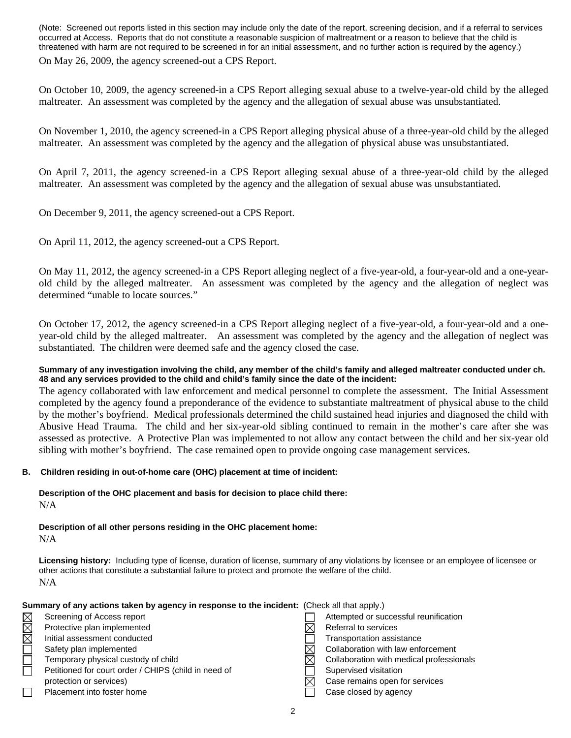(Note: Screened out reports listed in this section may include only the date of the report, screening decision, and if a referral to services occurred at Access. Reports that do not constitute a reasonable suspicion of maltreatment or a reason to believe that the child is threatened with harm are not required to be screened in for an initial assessment, and no further action is required by the agency.)

On May 26, 2009, the agency screened-out a CPS Report.

On October 10, 2009, the agency screened-in a CPS Report alleging sexual abuse to a twelve-year-old child by the alleged maltreater. An assessment was completed by the agency and the allegation of sexual abuse was unsubstantiated.

On November 1, 2010, the agency screened-in a CPS Report alleging physical abuse of a three-year-old child by the alleged maltreater. An assessment was completed by the agency and the allegation of physical abuse was unsubstantiated.

On April 7, 2011, the agency screened-in a CPS Report alleging sexual abuse of a three-year-old child by the alleged maltreater. An assessment was completed by the agency and the allegation of sexual abuse was unsubstantiated.

On December 9, 2011, the agency screened-out a CPS Report.

On April 11, 2012, the agency screened-out a CPS Report.

On May 11, 2012, the agency screened-in a CPS Report alleging neglect of a five-year-old, a four-year-old and a one-year-old child by the alleged maltreater. An assessment was completed by the agency and the allegation of neglect was determined "unable to locate sources."

On October 17, 2012, the agency screened-in a CPS Report alleging neglect of a five-year-old, a four-year-old and a one-year-old child by the alleged maltreater. An assessment was completed by the agency and the allegation of neglect was substantiated. The children were deemed safe and the agency closed the case.

**Summary of any investigation involving the child, any member of the child's family and alleged maltreater conducted under ch. 48 and any services provided to the child and child's family since the date of the incident:**

The agency collaborated with law enforcement and medical personnel to complete the assessment. The Initial Assessment completed by the agency found a preponderance of the evidence to substantiate maltreatment of physical abuse to the child by the mother's boyfriend. Medical professionals determined the child sustained head injuries and diagnosed the child with Abusive Head Trauma. The child and her six-year-old sibling continued to remain in the mother's care after she was assessed as protective. A Protective Plan was implemented to not allow any contact between the child and her six-year old sibling with mother's boyfriend. The case remained open to provide ongoing case management services.

**B. Children residing in out-of-home care (OHC) placement at time of incident:**

**Description of the OHC placement and basis for decision to place child there:**

N/A

**Description of all other persons residing in the OHC placement home:**

N/A

**Licensing history:** Including type of license, duration of license, summary of any violations by licensee or an employee of licensee or other actions that constitute a substantial failure to protect and promote the welfare of the child.

N/A

**Summary of any actions taken by agency in response to the incident:** (Check all that apply.)

- [x] Screening of Access report
- [x] Protective plan implemented
- [x] Initial assessment conducted
- [ ] Safety plan implemented
- [ ] Temporary physical custody of child
- [ ] Petitioned for court order / CHIPS (child in need of protection or services)
- [ ] Placement into foster home
- [ ] Attempted or successful reunification
- [x] Referral to services
- [ ] Transportation assistance
- [x] Collaboration with law enforcement
- [x] Collaboration with medical professionals
- [ ] Supervised visitation
- [x] Case remains open for services
- [ ] Case closed by agency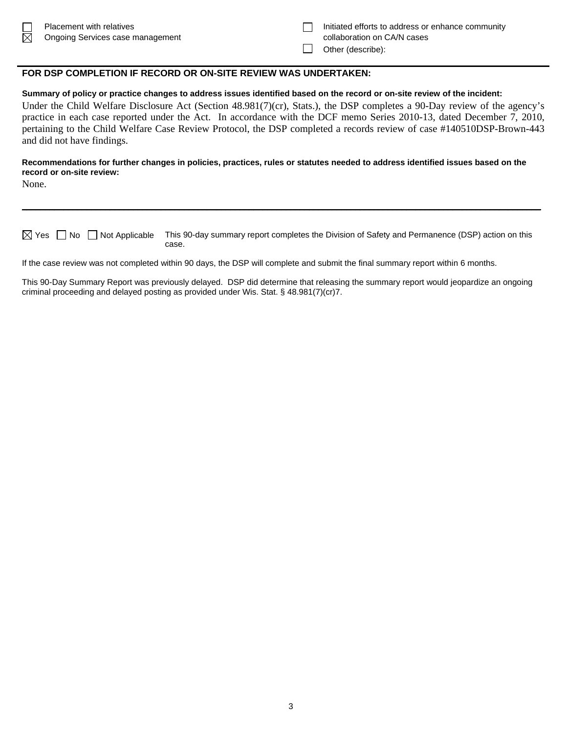- [ ] Placement with relatives
- [x] Ongoing Services case management
- [ ] Initiated efforts to address or enhance community collaboration on CA/N cases
- [ ] Other (describe):

---

**FOR DSP COMPLETION IF RECORD OR ON-SITE REVIEW WAS UNDERTAKEN:**

**Summary of policy or practice changes to address issues identified based on the record or on-site review of the incident:**

Under the Child Welfare Disclosure Act (Section 48.981(7)(cr), Stats.), the DSP completes a 90-Day review of the agency's practice in each case reported under the Act. In accordance with the DCF memo Series 2010-13, dated December 7, 2010, pertaining to the Child Welfare Case Review Protocol, the DSP completed a records review of case #140510DSP-Brown-443 and did not have findings.

**Recommendations for further changes in policies, practices, rules or statutes needed to address identified issues based on the record or on-site review:**

None.

---

[x] Yes [ ] No [ ] Not Applicable This 90-day summary report completes the Division of Safety and Permanence (DSP) action on this case.

If the case review was not completed within 90 days, the DSP will complete and submit the final summary report within 6 months.

This 90-Day Summary Report was previously delayed. DSP did determine that releasing the summary report would jeopardize an ongoing criminal proceeding and delayed posting as provided under Wis. Stat. § 48.981(7)(cr)7.